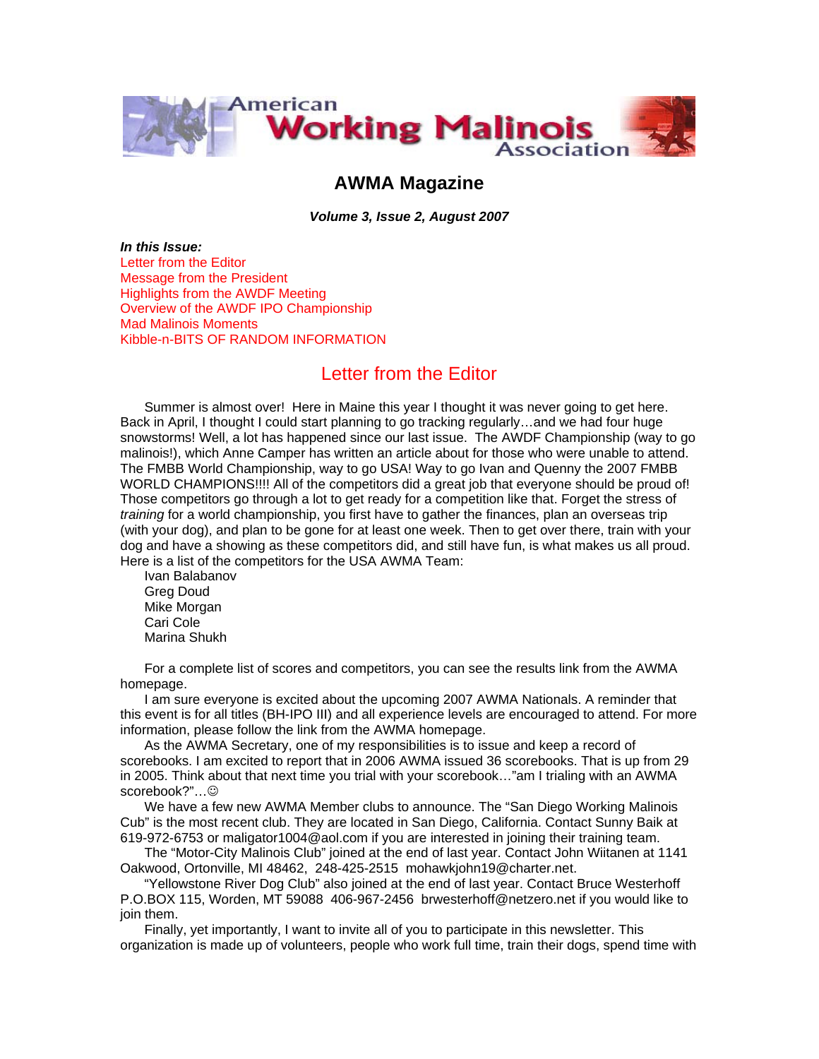# AWMA Magazine

***Volume 3, Issue 2, August 2007***

***In this Issue:***

Letter from the Editor
Message from the President
Highlights from the AWDF Meeting
Overview of the AWDF IPO Championship
Mad Malinois Moments
Kibble-n-BITS OF RANDOM INFORMATION

## Letter from the Editor

Summer is almost over! Here in Maine this year I thought it was never going to get here. Back in April, I thought I could start planning to go tracking regularly…and we had four huge snowstorms! Well, a lot has happened since our last issue. The AWDF Championship (way to go malinois!), which Anne Camper has written an article about for those who were unable to attend. The FMBB World Championship, way to go USA! Way to go Ivan and Quenny the 2007 FMBB WORLD CHAMPIONS!!!! All of the competitors did a great job that everyone should be proud of! Those competitors go through a lot to get ready for a competition like that. Forget the stress of *training* for a world championship, you first have to gather the finances, plan an overseas trip (with your dog), and plan to be gone for at least one week. Then to get over there, train with your dog and have a showing as these competitors did, and still have fun, is what makes us all proud. Here is a list of the competitors for the USA AWMA Team:

Ivan Balabanov
Greg Doud
Mike Morgan
Cari Cole
Marina Shukh

For a complete list of scores and competitors, you can see the results link from the AWMA homepage.

I am sure everyone is excited about the upcoming 2007 AWMA Nationals. A reminder that this event is for all titles (BH-IPO III) and all experience levels are encouraged to attend. For more information, please follow the link from the AWMA homepage.

As the AWMA Secretary, one of my responsibilities is to issue and keep a record of scorebooks. I am excited to report that in 2006 AWMA issued 36 scorebooks. That is up from 29 in 2005. Think about that next time you trial with your scorebook…"am I trialing with an AWMA scorebook?"…☺

We have a few new AWMA Member clubs to announce. The "San Diego Working Malinois Cub" is the most recent club. They are located in San Diego, California. Contact Sunny Baik at 619-972-6753 or maligator1004@aol.com if you are interested in joining their training team.

The "Motor-City Malinois Club" joined at the end of last year. Contact John Wiitanen at 1141 Oakwood, Ortonville, MI 48462, 248-425-2515 mohawkjohn19@charter.net.

"Yellowstone River Dog Club" also joined at the end of last year. Contact Bruce Westerhoff P.O.BOX 115, Worden, MT 59088 406-967-2456 brwesterhoff@netzero.net if you would like to join them.

Finally, yet importantly, I want to invite all of you to participate in this newsletter. This organization is made up of volunteers, people who work full time, train their dogs, spend time with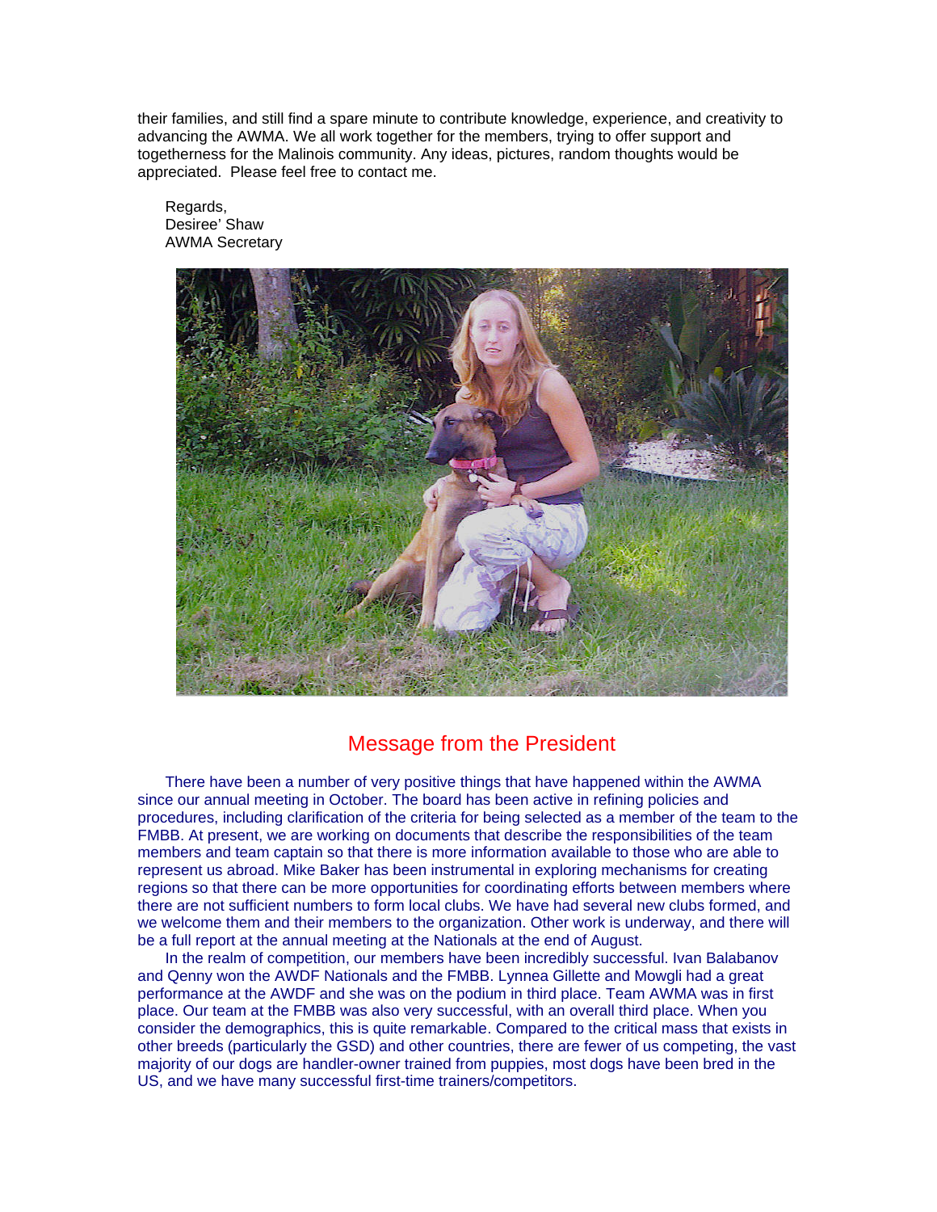their families, and still find a spare minute to contribute knowledge, experience, and creativity to advancing the AWMA. We all work together for the members, trying to offer support and togetherness for the Malinois community. Any ideas, pictures, random thoughts would be appreciated. Please feel free to contact me.

Regards,
Desiree' Shaw
AWMA Secretary

## Message from the President

There have been a number of very positive things that have happened within the AWMA since our annual meeting in October. The board has been active in refining policies and procedures, including clarification of the criteria for being selected as a member of the team to the FMBB. At present, we are working on documents that describe the responsibilities of the team members and team captain so that there is more information available to those who are able to represent us abroad. Mike Baker has been instrumental in exploring mechanisms for creating regions so that there can be more opportunities for coordinating efforts between members where there are not sufficient numbers to form local clubs. We have had several new clubs formed, and we welcome them and their members to the organization. Other work is underway, and there will be a full report at the annual meeting at the Nationals at the end of August.

In the realm of competition, our members have been incredibly successful. Ivan Balabanov and Qenny won the AWDF Nationals and the FMBB. Lynnea Gillette and Mowgli had a great performance at the AWDF and she was on the podium in third place. Team AWMA was in first place. Our team at the FMBB was also very successful, with an overall third place. When you consider the demographics, this is quite remarkable. Compared to the critical mass that exists in other breeds (particularly the GSD) and other countries, there are fewer of us competing, the vast majority of our dogs are handler-owner trained from puppies, most dogs have been bred in the US, and we have many successful first-time trainers/competitors.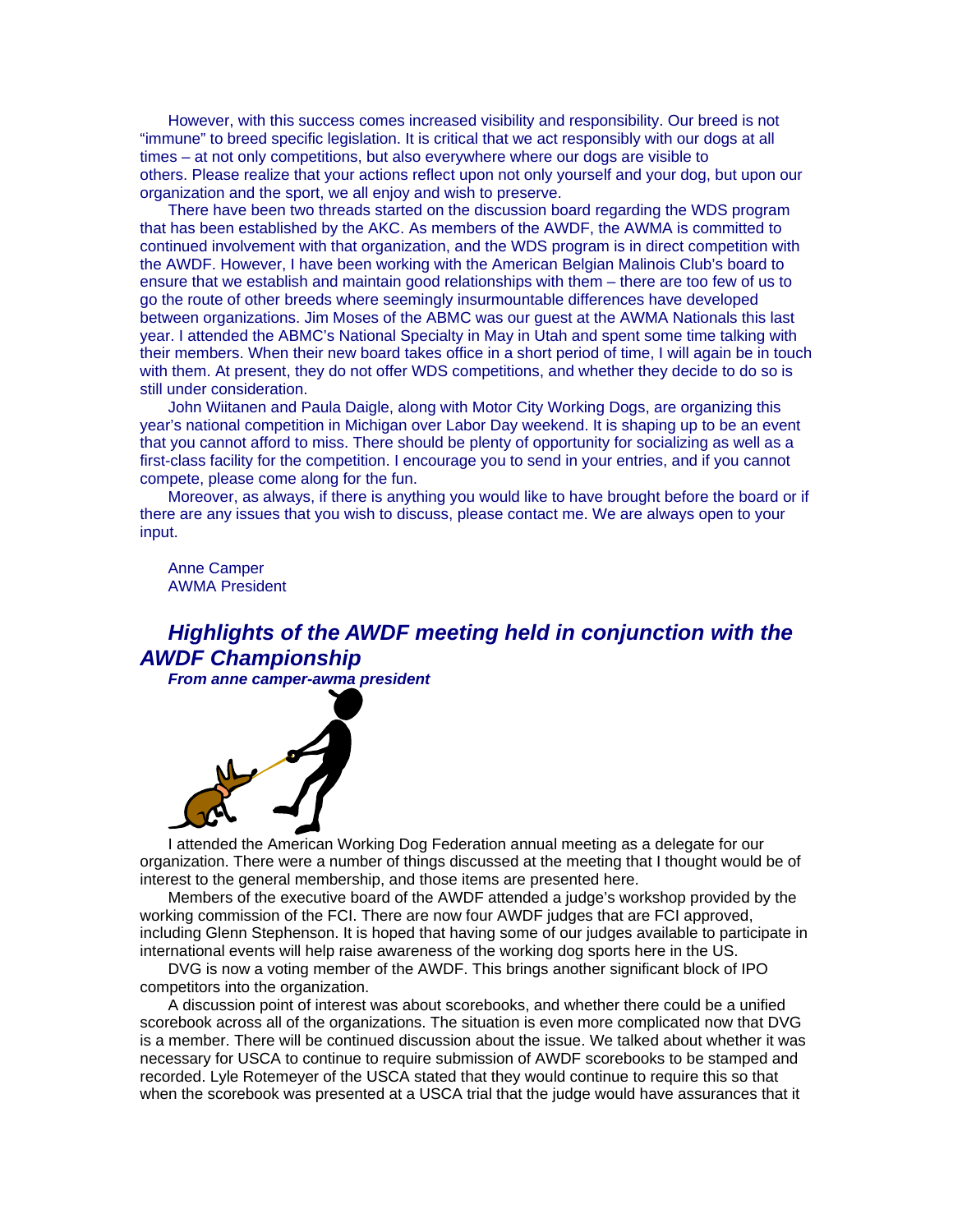However, with this success comes increased visibility and responsibility. Our breed is not "immune" to breed specific legislation. It is critical that we act responsibly with our dogs at all times – at not only competitions, but also everywhere where our dogs are visible to others. Please realize that your actions reflect upon not only yourself and your dog, but upon our organization and the sport, we all enjoy and wish to preserve.

There have been two threads started on the discussion board regarding the WDS program that has been established by the AKC. As members of the AWDF, the AWMA is committed to continued involvement with that organization, and the WDS program is in direct competition with the AWDF. However, I have been working with the American Belgian Malinois Club's board to ensure that we establish and maintain good relationships with them – there are too few of us to go the route of other breeds where seemingly insurmountable differences have developed between organizations. Jim Moses of the ABMC was our guest at the AWMA Nationals this last year. I attended the ABMC's National Specialty in May in Utah and spent some time talking with their members. When their new board takes office in a short period of time, I will again be in touch with them. At present, they do not offer WDS competitions, and whether they decide to do so is still under consideration.

John Wiitanen and Paula Daigle, along with Motor City Working Dogs, are organizing this year's national competition in Michigan over Labor Day weekend. It is shaping up to be an event that you cannot afford to miss. There should be plenty of opportunity for socializing as well as a first-class facility for the competition. I encourage you to send in your entries, and if you cannot compete, please come along for the fun.

Moreover, as always, if there is anything you would like to have brought before the board or if there are any issues that you wish to discuss, please contact me. We are always open to your input.

Anne Camper
AWMA President

## ***Highlights of the AWDF meeting held in conjunction with the AWDF Championship***

***From anne camper-awma president***

I attended the American Working Dog Federation annual meeting as a delegate for our organization. There were a number of things discussed at the meeting that I thought would be of interest to the general membership, and those items are presented here.

Members of the executive board of the AWDF attended a judge's workshop provided by the working commission of the FCI. There are now four AWDF judges that are FCI approved, including Glenn Stephenson. It is hoped that having some of our judges available to participate in international events will help raise awareness of the working dog sports here in the US.

DVG is now a voting member of the AWDF. This brings another significant block of IPO competitors into the organization.

A discussion point of interest was about scorebooks, and whether there could be a unified scorebook across all of the organizations. The situation is even more complicated now that DVG is a member. There will be continued discussion about the issue. We talked about whether it was necessary for USCA to continue to require submission of AWDF scorebooks to be stamped and recorded. Lyle Rotemeyer of the USCA stated that they would continue to require this so that when the scorebook was presented at a USCA trial that the judge would have assurances that it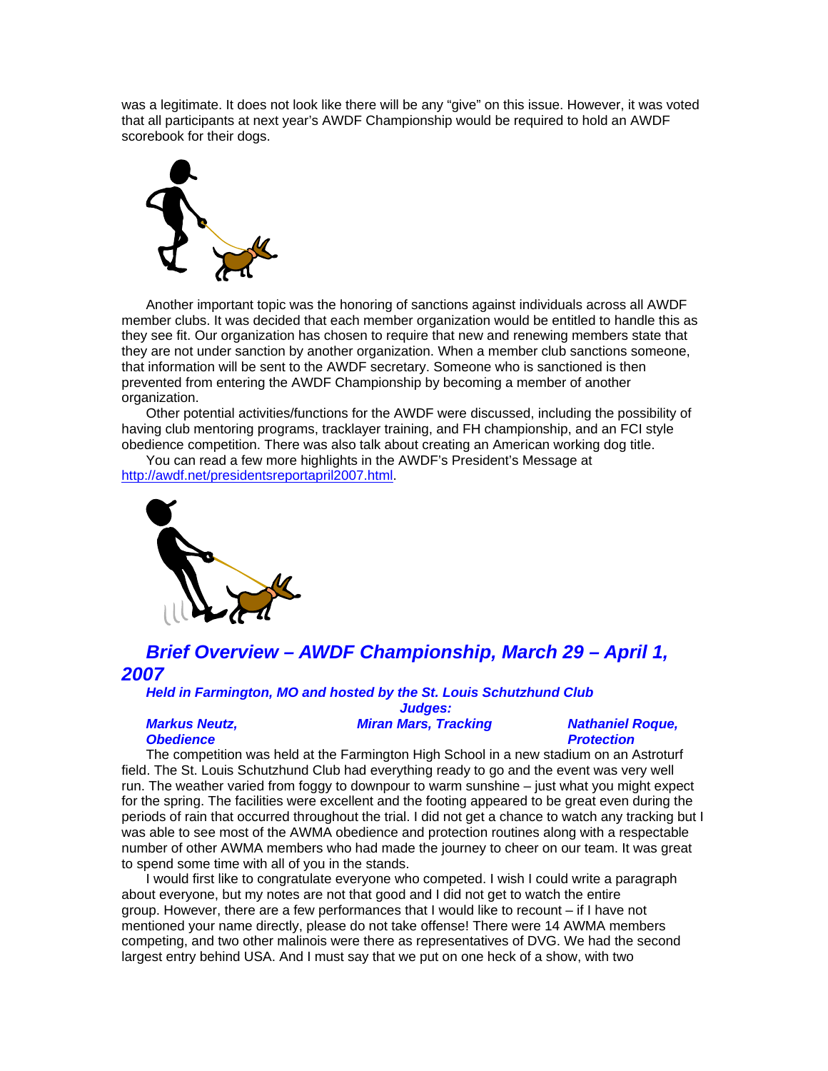was a legitimate. It does not look like there will be any "give" on this issue. However, it was voted that all participants at next year's AWDF Championship would be required to hold an AWDF scorebook for their dogs.

Another important topic was the honoring of sanctions against individuals across all AWDF member clubs. It was decided that each member organization would be entitled to handle this as they see fit. Our organization has chosen to require that new and renewing members state that they are not under sanction by another organization. When a member club sanctions someone, that information will be sent to the AWDF secretary. Someone who is sanctioned is then prevented from entering the AWDF Championship by becoming a member of another organization.

Other potential activities/functions for the AWDF were discussed, including the possibility of having club mentoring programs, tracklayer training, and FH championship, and an FCI style obedience competition. There was also talk about creating an American working dog title.

You can read a few more highlights in the AWDF's President's Message at http://awdf.net/presidentsreportapril2007.html.

## *Brief Overview – AWDF Championship, March 29 – April 1, 2007*

***Held in Farmington, MO and hosted by the St. Louis Schutzhund Club***

***Judges:***

***Markus Neutz, Obedience*** | ***Miran Mars, Tracking*** | ***Nathaniel Roque, Protection***

The competition was held at the Farmington High School in a new stadium on an Astroturf field. The St. Louis Schutzhund Club had everything ready to go and the event was very well run. The weather varied from foggy to downpour to warm sunshine – just what you might expect for the spring. The facilities were excellent and the footing appeared to be great even during the periods of rain that occurred throughout the trial. I did not get a chance to watch any tracking but I was able to see most of the AWMA obedience and protection routines along with a respectable number of other AWMA members who had made the journey to cheer on our team. It was great to spend some time with all of you in the stands.

I would first like to congratulate everyone who competed. I wish I could write a paragraph about everyone, but my notes are not that good and I did not get to watch the entire group. However, there are a few performances that I would like to recount – if I have not mentioned your name directly, please do not take offense! There were 14 AWMA members competing, and two other malinois were there as representatives of DVG. We had the second largest entry behind USA. And I must say that we put on one heck of a show, with two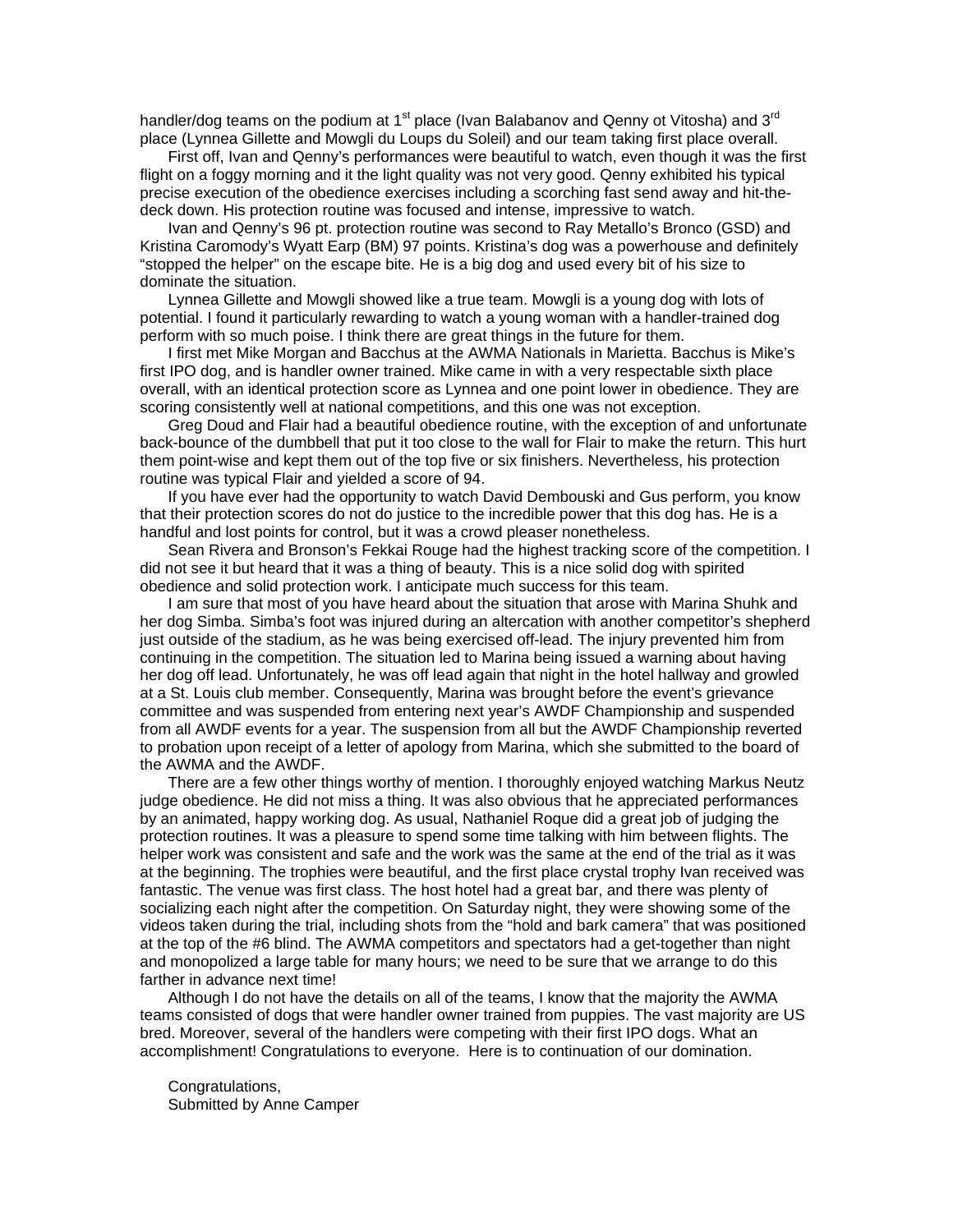handler/dog teams on the podium at 1st place (Ivan Balabanov and Qenny ot Vitosha) and 3rd place (Lynnea Gillette and Mowgli du Loups du Soleil) and our team taking first place overall.

First off, Ivan and Qenny's performances were beautiful to watch, even though it was the first flight on a foggy morning and it the light quality was not very good. Qenny exhibited his typical precise execution of the obedience exercises including a scorching fast send away and hit-the-deck down. His protection routine was focused and intense, impressive to watch.

Ivan and Qenny's 96 pt. protection routine was second to Ray Metallo's Bronco (GSD) and Kristina Caromody's Wyatt Earp (BM) 97 points. Kristina's dog was a powerhouse and definitely "stopped the helper" on the escape bite. He is a big dog and used every bit of his size to dominate the situation.

Lynnea Gillette and Mowgli showed like a true team. Mowgli is a young dog with lots of potential. I found it particularly rewarding to watch a young woman with a handler-trained dog perform with so much poise. I think there are great things in the future for them.

I first met Mike Morgan and Bacchus at the AWMA Nationals in Marietta. Bacchus is Mike's first IPO dog, and is handler owner trained. Mike came in with a very respectable sixth place overall, with an identical protection score as Lynnea and one point lower in obedience. They are scoring consistently well at national competitions, and this one was not exception.

Greg Doud and Flair had a beautiful obedience routine, with the exception of and unfortunate back-bounce of the dumbbell that put it too close to the wall for Flair to make the return. This hurt them point-wise and kept them out of the top five or six finishers. Nevertheless, his protection routine was typical Flair and yielded a score of 94.

If you have ever had the opportunity to watch David Dembouski and Gus perform, you know that their protection scores do not do justice to the incredible power that this dog has. He is a handful and lost points for control, but it was a crowd pleaser nonetheless.

Sean Rivera and Bronson's Fekkai Rouge had the highest tracking score of the competition. I did not see it but heard that it was a thing of beauty. This is a nice solid dog with spirited obedience and solid protection work. I anticipate much success for this team.

I am sure that most of you have heard about the situation that arose with Marina Shuhk and her dog Simba. Simba's foot was injured during an altercation with another competitor's shepherd just outside of the stadium, as he was being exercised off-lead. The injury prevented him from continuing in the competition. The situation led to Marina being issued a warning about having her dog off lead. Unfortunately, he was off lead again that night in the hotel hallway and growled at a St. Louis club member. Consequently, Marina was brought before the event's grievance committee and was suspended from entering next year's AWDF Championship and suspended from all AWDF events for a year. The suspension from all but the AWDF Championship reverted to probation upon receipt of a letter of apology from Marina, which she submitted to the board of the AWMA and the AWDF.

There are a few other things worthy of mention. I thoroughly enjoyed watching Markus Neutz judge obedience. He did not miss a thing. It was also obvious that he appreciated performances by an animated, happy working dog. As usual, Nathaniel Roque did a great job of judging the protection routines. It was a pleasure to spend some time talking with him between flights. The helper work was consistent and safe and the work was the same at the end of the trial as it was at the beginning. The trophies were beautiful, and the first place crystal trophy Ivan received was fantastic. The venue was first class. The host hotel had a great bar, and there was plenty of socializing each night after the competition. On Saturday night, they were showing some of the videos taken during the trial, including shots from the "hold and bark camera" that was positioned at the top of the #6 blind. The AWMA competitors and spectators had a get-together than night and monopolized a large table for many hours; we need to be sure that we arrange to do this farther in advance next time!

Although I do not have the details on all of the teams, I know that the majority the AWMA teams consisted of dogs that were handler owner trained from puppies. The vast majority are US bred. Moreover, several of the handlers were competing with their first IPO dogs. What an accomplishment! Congratulations to everyone. Here is to continuation of our domination.

Congratulations,
Submitted by Anne Camper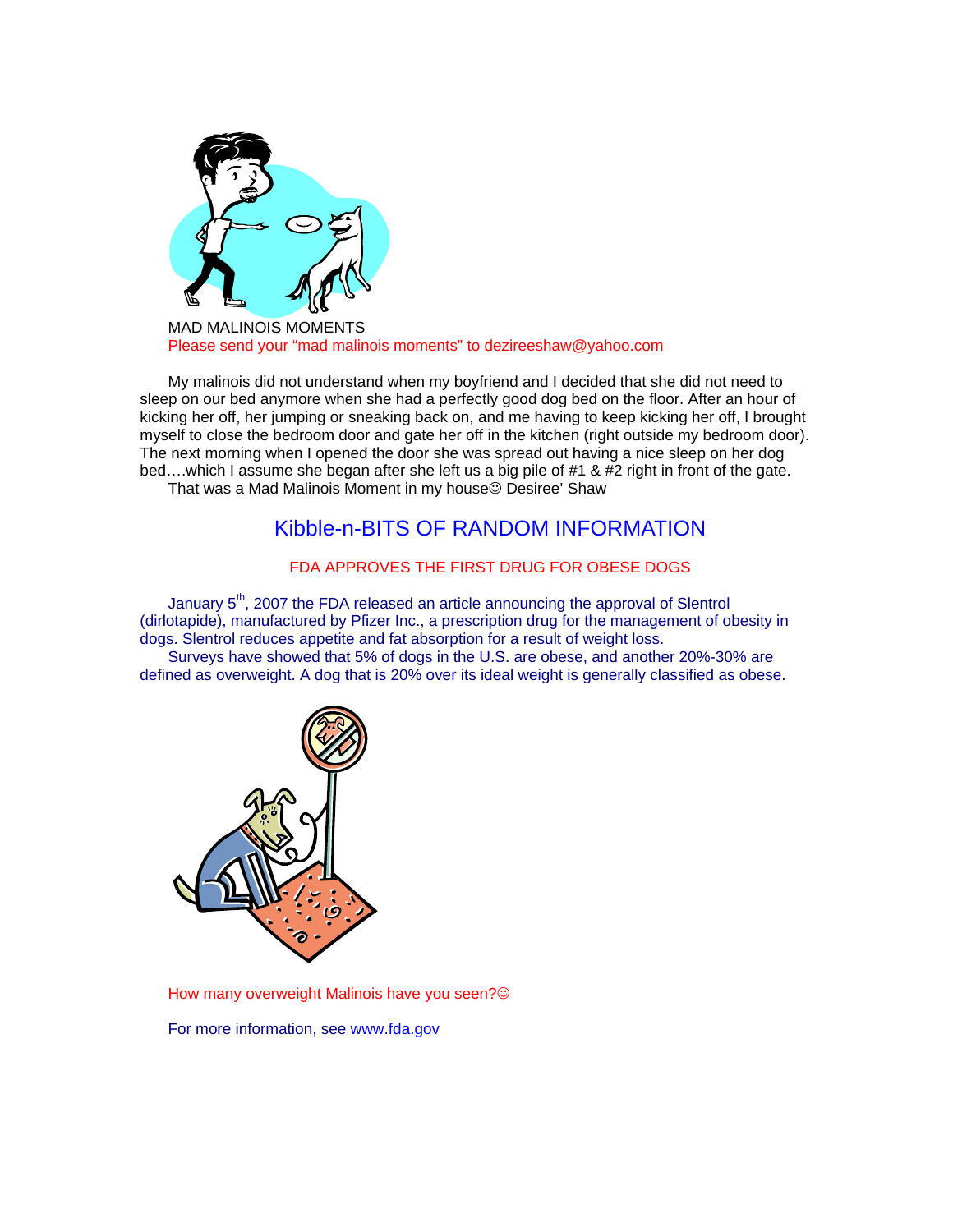MAD MALINOIS MOMENTS

Please send your “mad malinois moments” to dezireeshaw@yahoo.com

My malinois did not understand when my boyfriend and I decided that she did not need to sleep on our bed anymore when she had a perfectly good dog bed on the floor. After an hour of kicking her off, her jumping or sneaking back on, and me having to keep kicking her off, I brought myself to close the bedroom door and gate her off in the kitchen (right outside my bedroom door). The next morning when I opened the door she was spread out having a nice sleep on her dog bed….which I assume she began after she left us a big pile of #1 & #2 right in front of the gate.

That was a Mad Malinois Moment in my house☺ Desiree’ Shaw

## Kibble-n-BITS OF RANDOM INFORMATION

### FDA APPROVES THE FIRST DRUG FOR OBESE DOGS

January 5th, 2007 the FDA released an article announcing the approval of Slentrol (dirlotapide), manufactured by Pfizer Inc., a prescription drug for the management of obesity in dogs. Slentrol reduces appetite and fat absorption for a result of weight loss.

Surveys have showed that 5% of dogs in the U.S. are obese, and another 20%-30% are defined as overweight. A dog that is 20% over its ideal weight is generally classified as obese.

How many overweight Malinois have you seen?☺

For more information, see www.fda.gov